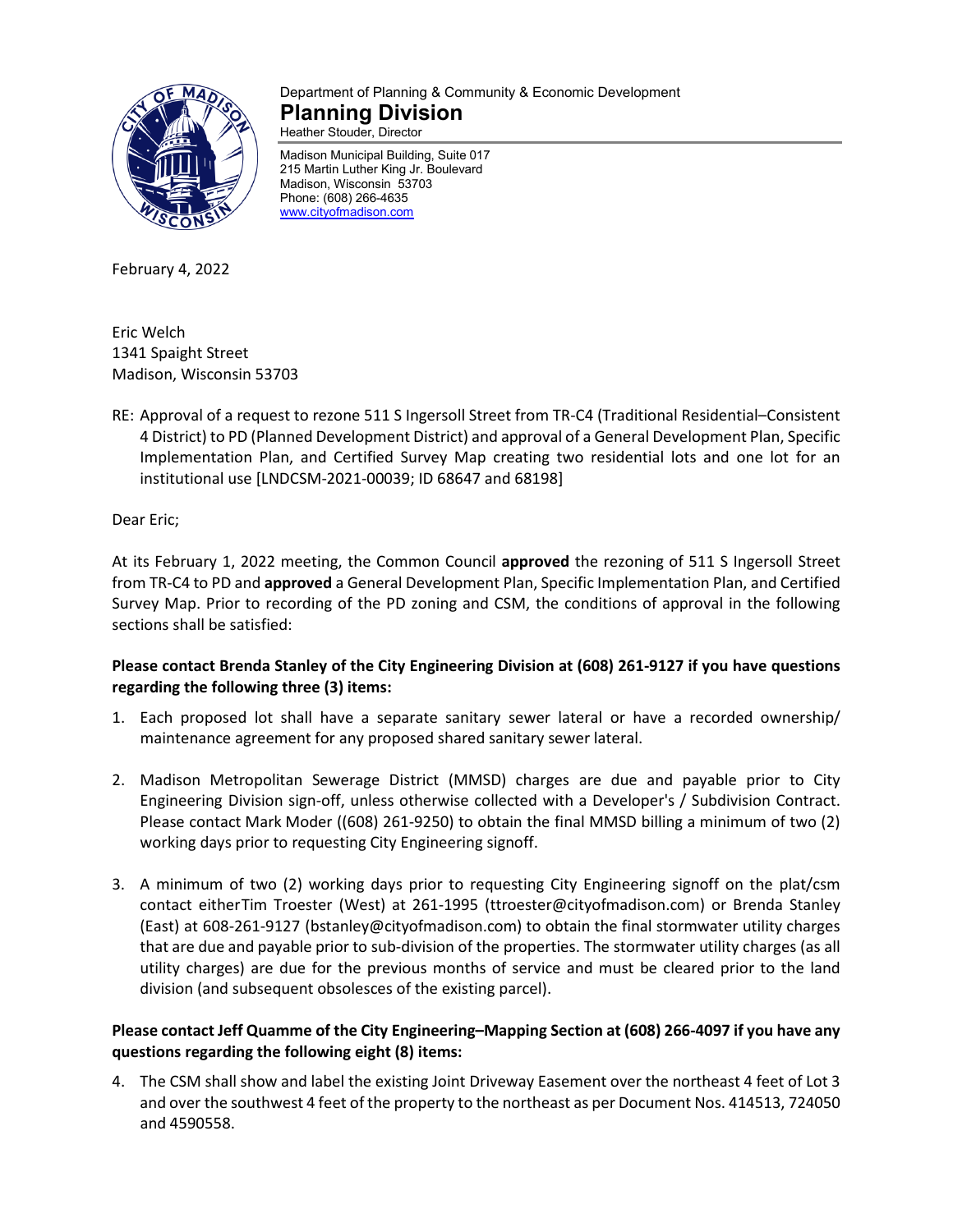Department of Planning & Community & Economic Development

# Planning Division

Heather Stouder, Director

Madison Municipal Building, Suite 017
215 Martin Luther King Jr. Boulevard
Madison, Wisconsin 53703
Phone: (608) 266-4635
www.cityofmadison.com

February 4, 2022

Eric Welch
1341 Spaight Street
Madison, Wisconsin 53703

RE: Approval of a request to rezone 511 S Ingersoll Street from TR-C4 (Traditional Residential–Consistent 4 District) to PD (Planned Development District) and approval of a General Development Plan, Specific Implementation Plan, and Certified Survey Map creating two residential lots and one lot for an institutional use [LNDCSM-2021-00039; ID 68647 and 68198]

Dear Eric;

At its February 1, 2022 meeting, the Common Council **approved** the rezoning of 511 S Ingersoll Street from TR-C4 to PD and **approved** a General Development Plan, Specific Implementation Plan, and Certified Survey Map. Prior to recording of the PD zoning and CSM, the conditions of approval in the following sections shall be satisfied:

**Please contact Brenda Stanley of the City Engineering Division at (608) 261-9127 if you have questions regarding the following three (3) items:**

1. Each proposed lot shall have a separate sanitary sewer lateral or have a recorded ownership/ maintenance agreement for any proposed shared sanitary sewer lateral.

2. Madison Metropolitan Sewerage District (MMSD) charges are due and payable prior to City Engineering Division sign-off, unless otherwise collected with a Developer's / Subdivision Contract. Please contact Mark Moder ((608) 261-9250) to obtain the final MMSD billing a minimum of two (2) working days prior to requesting City Engineering signoff.

3. A minimum of two (2) working days prior to requesting City Engineering signoff on the plat/csm contact eitherTim Troester (West) at 261-1995 (ttroester@cityofmadison.com) or Brenda Stanley (East) at 608-261-9127 (bstanley@cityofmadison.com) to obtain the final stormwater utility charges that are due and payable prior to sub-division of the properties. The stormwater utility charges (as all utility charges) are due for the previous months of service and must be cleared prior to the land division (and subsequent obsolesces of the existing parcel).

**Please contact Jeff Quamme of the City Engineering–Mapping Section at (608) 266-4097 if you have any questions regarding the following eight (8) items:**

4. The CSM shall show and label the existing Joint Driveway Easement over the northeast 4 feet of Lot 3 and over the southwest 4 feet of the property to the northeast as per Document Nos. 414513, 724050 and 4590558.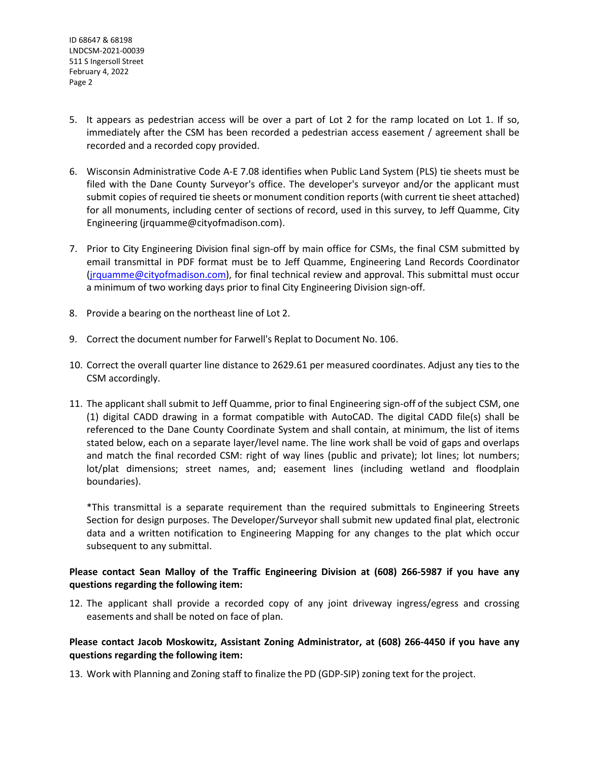5. It appears as pedestrian access will be over a part of Lot 2 for the ramp located on Lot 1. If so, immediately after the CSM has been recorded a pedestrian access easement / agreement shall be recorded and a recorded copy provided.

6. Wisconsin Administrative Code A-E 7.08 identifies when Public Land System (PLS) tie sheets must be filed with the Dane County Surveyor's office. The developer's surveyor and/or the applicant must submit copies of required tie sheets or monument condition reports (with current tie sheet attached) for all monuments, including center of sections of record, used in this survey, to Jeff Quamme, City Engineering (jrquamme@cityofmadison.com).

7. Prior to City Engineering Division final sign-off by main office for CSMs, the final CSM submitted by email transmittal in PDF format must be to Jeff Quamme, Engineering Land Records Coordinator (jrquamme@cityofmadison.com), for final technical review and approval. This submittal must occur a minimum of two working days prior to final City Engineering Division sign-off.

8. Provide a bearing on the northeast line of Lot 2.

9. Correct the document number for Farwell's Replat to Document No. 106.

10. Correct the overall quarter line distance to 2629.61 per measured coordinates. Adjust any ties to the CSM accordingly.

11. The applicant shall submit to Jeff Quamme, prior to final Engineering sign-off of the subject CSM, one (1) digital CADD drawing in a format compatible with AutoCAD. The digital CADD file(s) shall be referenced to the Dane County Coordinate System and shall contain, at minimum, the list of items stated below, each on a separate layer/level name. The line work shall be void of gaps and overlaps and match the final recorded CSM: right of way lines (public and private); lot lines; lot numbers; lot/plat dimensions; street names, and; easement lines (including wetland and floodplain boundaries).

    *This transmittal is a separate requirement than the required submittals to Engineering Streets Section for design purposes. The Developer/Surveyor shall submit new updated final plat, electronic data and a written notification to Engineering Mapping for any changes to the plat which occur subsequent to any submittal.

**Please contact Sean Malloy of the Traffic Engineering Division at (608) 266-5987 if you have any questions regarding the following item:**

12. The applicant shall provide a recorded copy of any joint driveway ingress/egress and crossing easements and shall be noted on face of plan.

**Please contact Jacob Moskowitz, Assistant Zoning Administrator, at (608) 266-4450 if you have any questions regarding the following item:**

13. Work with Planning and Zoning staff to finalize the PD (GDP-SIP) zoning text for the project.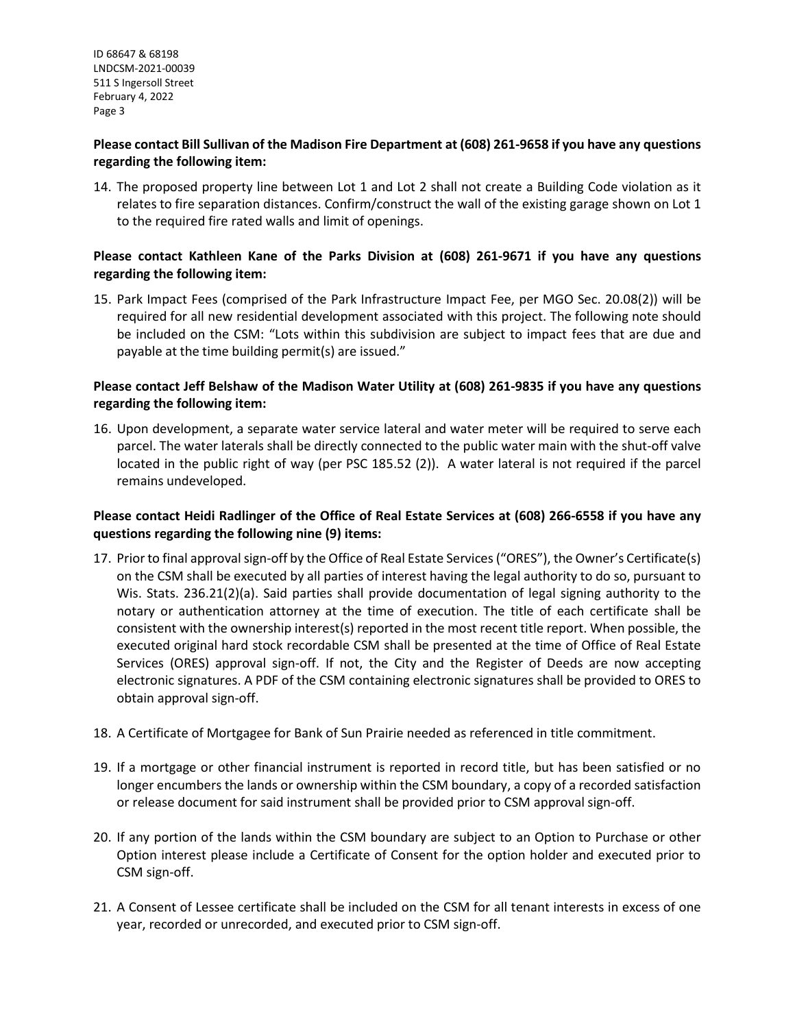**Please contact Bill Sullivan of the Madison Fire Department at (608) 261-9658 if you have any questions regarding the following item:**

14. The proposed property line between Lot 1 and Lot 2 shall not create a Building Code violation as it relates to fire separation distances. Confirm/construct the wall of the existing garage shown on Lot 1 to the required fire rated walls and limit of openings.

**Please contact Kathleen Kane of the Parks Division at (608) 261-9671 if you have any questions regarding the following item:**

15. Park Impact Fees (comprised of the Park Infrastructure Impact Fee, per MGO Sec. 20.08(2)) will be required for all new residential development associated with this project. The following note should be included on the CSM: "Lots within this subdivision are subject to impact fees that are due and payable at the time building permit(s) are issued."

**Please contact Jeff Belshaw of the Madison Water Utility at (608) 261-9835 if you have any questions regarding the following item:**

16. Upon development, a separate water service lateral and water meter will be required to serve each parcel. The water laterals shall be directly connected to the public water main with the shut-off valve located in the public right of way (per PSC 185.52 (2)). A water lateral is not required if the parcel remains undeveloped.

**Please contact Heidi Radlinger of the Office of Real Estate Services at (608) 266-6558 if you have any questions regarding the following nine (9) items:**

17. Prior to final approval sign-off by the Office of Real Estate Services ("ORES"), the Owner's Certificate(s) on the CSM shall be executed by all parties of interest having the legal authority to do so, pursuant to Wis. Stats. 236.21(2)(a). Said parties shall provide documentation of legal signing authority to the notary or authentication attorney at the time of execution. The title of each certificate shall be consistent with the ownership interest(s) reported in the most recent title report. When possible, the executed original hard stock recordable CSM shall be presented at the time of Office of Real Estate Services (ORES) approval sign-off. If not, the City and the Register of Deeds are now accepting electronic signatures. A PDF of the CSM containing electronic signatures shall be provided to ORES to obtain approval sign-off.

18. A Certificate of Mortgagee for Bank of Sun Prairie needed as referenced in title commitment.

19. If a mortgage or other financial instrument is reported in record title, but has been satisfied or no longer encumbers the lands or ownership within the CSM boundary, a copy of a recorded satisfaction or release document for said instrument shall be provided prior to CSM approval sign-off.

20. If any portion of the lands within the CSM boundary are subject to an Option to Purchase or other Option interest please include a Certificate of Consent for the option holder and executed prior to CSM sign-off.

21. A Consent of Lessee certificate shall be included on the CSM for all tenant interests in excess of one year, recorded or unrecorded, and executed prior to CSM sign-off.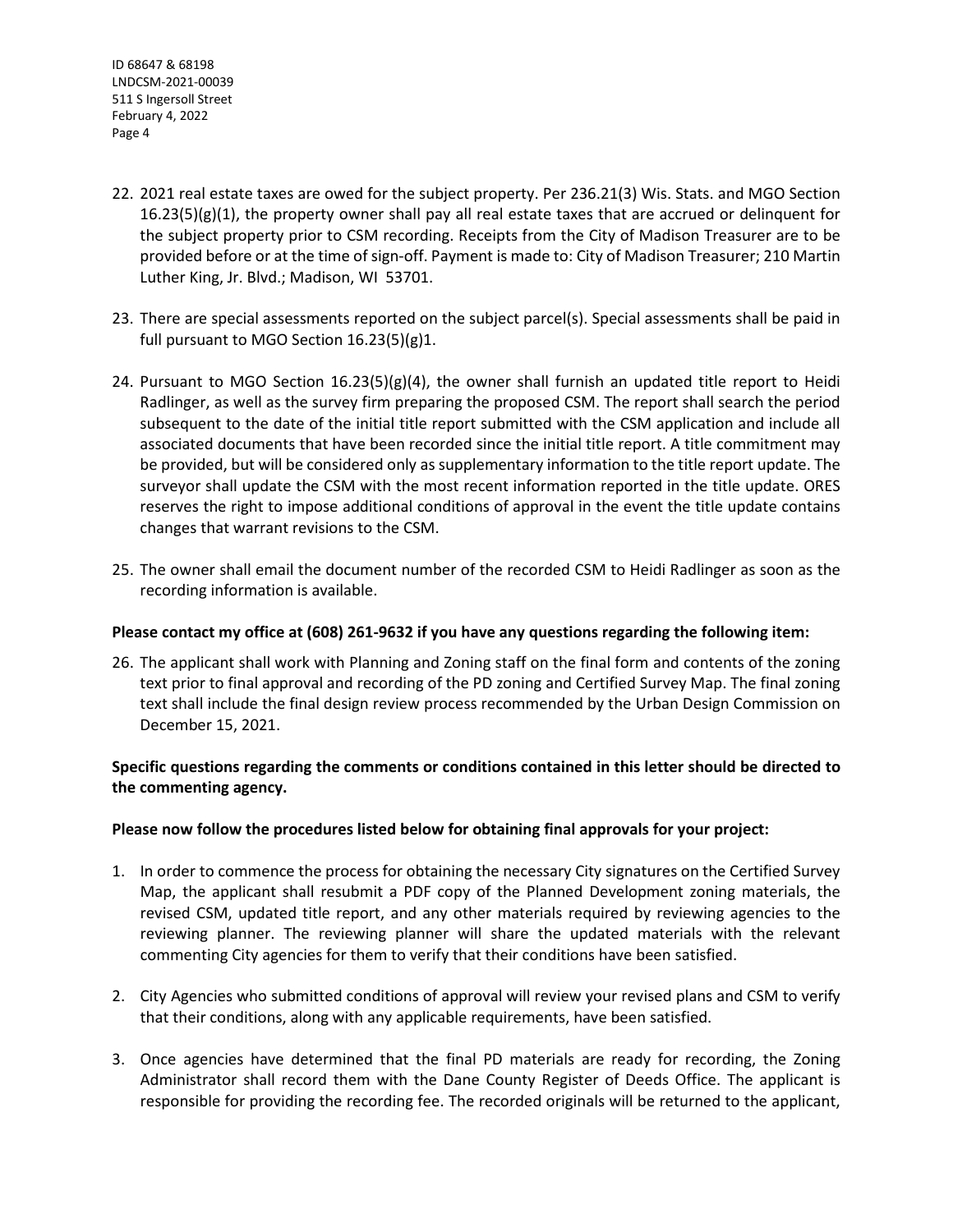22. 2021 real estate taxes are owed for the subject property. Per 236.21(3) Wis. Stats. and MGO Section 16.23(5)(g)(1), the property owner shall pay all real estate taxes that are accrued or delinquent for the subject property prior to CSM recording. Receipts from the City of Madison Treasurer are to be provided before or at the time of sign-off. Payment is made to: City of Madison Treasurer; 210 Martin Luther King, Jr. Blvd.; Madison, WI 53701.

23. There are special assessments reported on the subject parcel(s). Special assessments shall be paid in full pursuant to MGO Section 16.23(5)(g)1.

24. Pursuant to MGO Section 16.23(5)(g)(4), the owner shall furnish an updated title report to Heidi Radlinger, as well as the survey firm preparing the proposed CSM. The report shall search the period subsequent to the date of the initial title report submitted with the CSM application and include all associated documents that have been recorded since the initial title report. A title commitment may be provided, but will be considered only as supplementary information to the title report update. The surveyor shall update the CSM with the most recent information reported in the title update. ORES reserves the right to impose additional conditions of approval in the event the title update contains changes that warrant revisions to the CSM.

25. The owner shall email the document number of the recorded CSM to Heidi Radlinger as soon as the recording information is available.

**Please contact my office at (608) 261-9632 if you have any questions regarding the following item:**

26. The applicant shall work with Planning and Zoning staff on the final form and contents of the zoning text prior to final approval and recording of the PD zoning and Certified Survey Map. The final zoning text shall include the final design review process recommended by the Urban Design Commission on December 15, 2021.

**Specific questions regarding the comments or conditions contained in this letter should be directed to the commenting agency.**

**Please now follow the procedures listed below for obtaining final approvals for your project:**

1. In order to commence the process for obtaining the necessary City signatures on the Certified Survey Map, the applicant shall resubmit a PDF copy of the Planned Development zoning materials, the revised CSM, updated title report, and any other materials required by reviewing agencies to the reviewing planner. The reviewing planner will share the updated materials with the relevant commenting City agencies for them to verify that their conditions have been satisfied.

2. City Agencies who submitted conditions of approval will review your revised plans and CSM to verify that their conditions, along with any applicable requirements, have been satisfied.

3. Once agencies have determined that the final PD materials are ready for recording, the Zoning Administrator shall record them with the Dane County Register of Deeds Office. The applicant is responsible for providing the recording fee. The recorded originals will be returned to the applicant,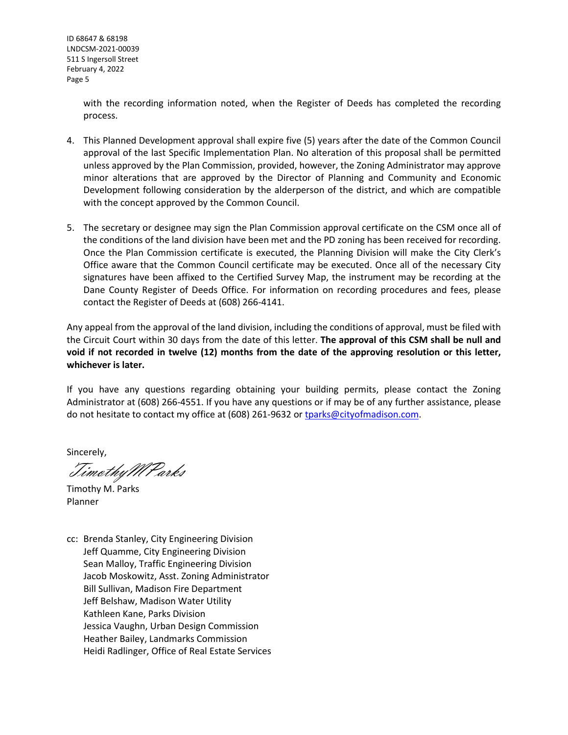with the recording information noted, when the Register of Deeds has completed the recording process.

4. This Planned Development approval shall expire five (5) years after the date of the Common Council approval of the last Specific Implementation Plan. No alteration of this proposal shall be permitted unless approved by the Plan Commission, provided, however, the Zoning Administrator may approve minor alterations that are approved by the Director of Planning and Community and Economic Development following consideration by the alderperson of the district, and which are compatible with the concept approved by the Common Council.

5. The secretary or designee may sign the Plan Commission approval certificate on the CSM once all of the conditions of the land division have been met and the PD zoning has been received for recording. Once the Plan Commission certificate is executed, the Planning Division will make the City Clerk's Office aware that the Common Council certificate may be executed. Once all of the necessary City signatures have been affixed to the Certified Survey Map, the instrument may be recording at the Dane County Register of Deeds Office. For information on recording procedures and fees, please contact the Register of Deeds at (608) 266-4141.

Any appeal from the approval of the land division, including the conditions of approval, must be filed with the Circuit Court within 30 days from the date of this letter. **The approval of this CSM shall be null and void if not recorded in twelve (12) months from the date of the approving resolution or this letter, whichever is later.**

If you have any questions regarding obtaining your building permits, please contact the Zoning Administrator at (608) 266-4551. If you have any questions or if may be of any further assistance, please do not hesitate to contact my office at (608) 261-9632 or tparks@cityofmadison.com.

Sincerely,

*Timothy M Parks*

Timothy M. Parks
Planner

cc: Brenda Stanley, City Engineering Division
Jeff Quamme, City Engineering Division
Sean Malloy, Traffic Engineering Division
Jacob Moskowitz, Asst. Zoning Administrator
Bill Sullivan, Madison Fire Department
Jeff Belshaw, Madison Water Utility
Kathleen Kane, Parks Division
Jessica Vaughn, Urban Design Commission
Heather Bailey, Landmarks Commission
Heidi Radlinger, Office of Real Estate Services